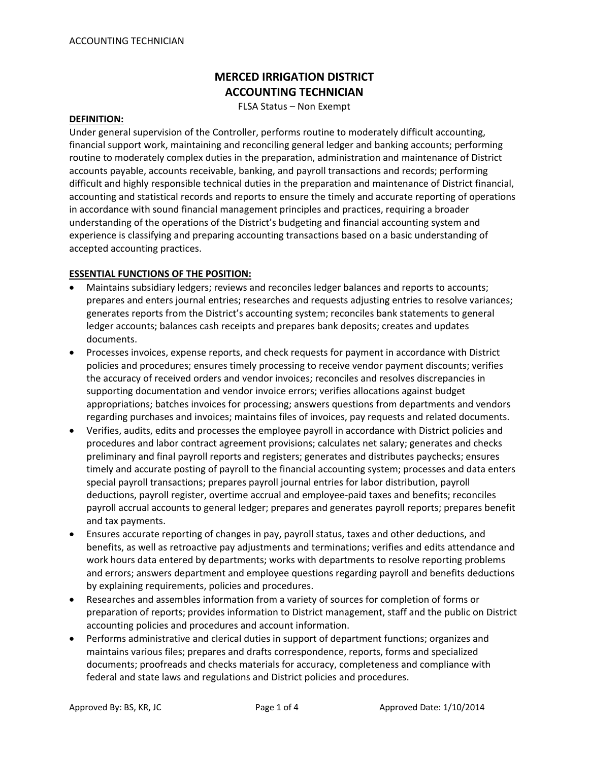# MERCED IRRIGATION DISTRICT
# ACCOUNTING TECHNICIAN

FLSA Status – Non Exempt

**DEFINITION:**

Under general supervision of the Controller, performs routine to moderately difficult accounting, financial support work, maintaining and reconciling general ledger and banking accounts; performing routine to moderately complex duties in the preparation, administration and maintenance of District accounts payable, accounts receivable, banking, and payroll transactions and records; performing difficult and highly responsible technical duties in the preparation and maintenance of District financial, accounting and statistical records and reports to ensure the timely and accurate reporting of operations in accordance with sound financial management principles and practices, requiring a broader understanding of the operations of the District's budgeting and financial accounting system and experience is classifying and preparing accounting transactions based on a basic understanding of accepted accounting practices.

**ESSENTIAL FUNCTIONS OF THE POSITION:**

- Maintains subsidiary ledgers; reviews and reconciles ledger balances and reports to accounts; prepares and enters journal entries; researches and requests adjusting entries to resolve variances; generates reports from the District's accounting system; reconciles bank statements to general ledger accounts; balances cash receipts and prepares bank deposits; creates and updates documents.
- Processes invoices, expense reports, and check requests for payment in accordance with District policies and procedures; ensures timely processing to receive vendor payment discounts; verifies the accuracy of received orders and vendor invoices; reconciles and resolves discrepancies in supporting documentation and vendor invoice errors; verifies allocations against budget appropriations; batches invoices for processing; answers questions from departments and vendors regarding purchases and invoices; maintains files of invoices, pay requests and related documents.
- Verifies, audits, edits and processes the employee payroll in accordance with District policies and procedures and labor contract agreement provisions; calculates net salary; generates and checks preliminary and final payroll reports and registers; generates and distributes paychecks; ensures timely and accurate posting of payroll to the financial accounting system; processes and data enters special payroll transactions; prepares payroll journal entries for labor distribution, payroll deductions, payroll register, overtime accrual and employee-paid taxes and benefits; reconciles payroll accrual accounts to general ledger; prepares and generates payroll reports; prepares benefit and tax payments.
- Ensures accurate reporting of changes in pay, payroll status, taxes and other deductions, and benefits, as well as retroactive pay adjustments and terminations; verifies and edits attendance and work hours data entered by departments; works with departments to resolve reporting problems and errors; answers department and employee questions regarding payroll and benefits deductions by explaining requirements, policies and procedures.
- Researches and assembles information from a variety of sources for completion of forms or preparation of reports; provides information to District management, staff and the public on District accounting policies and procedures and account information.
- Performs administrative and clerical duties in support of department functions; organizes and maintains various files; prepares and drafts correspondence, reports, forms and specialized documents; proofreads and checks materials for accuracy, completeness and compliance with federal and state laws and regulations and District policies and procedures.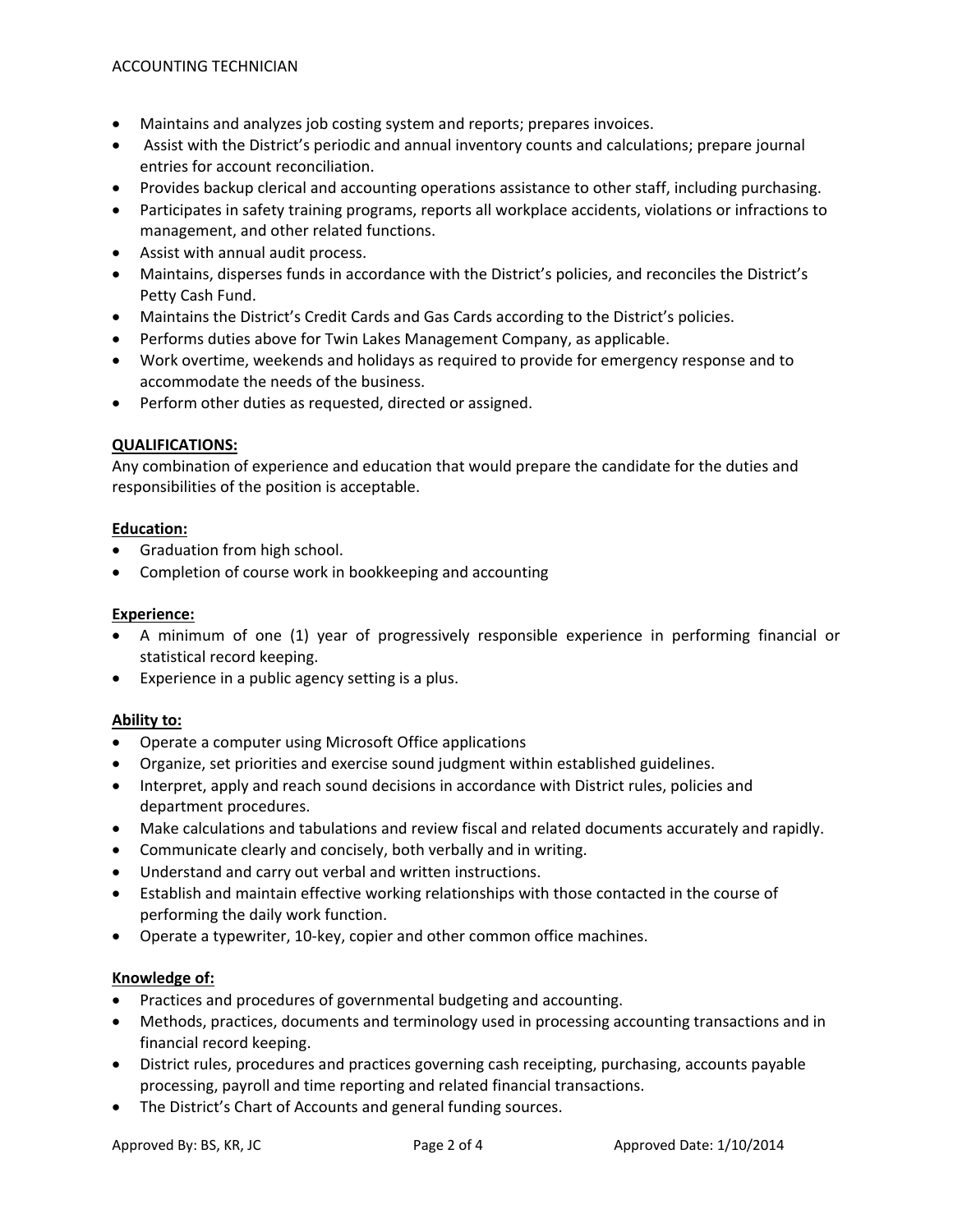- Maintains and analyzes job costing system and reports; prepares invoices.
- Assist with the District's periodic and annual inventory counts and calculations; prepare journal entries for account reconciliation.
- Provides backup clerical and accounting operations assistance to other staff, including purchasing.
- Participates in safety training programs, reports all workplace accidents, violations or infractions to management, and other related functions.
- Assist with annual audit process.
- Maintains, disperses funds in accordance with the District's policies, and reconciles the District's Petty Cash Fund.
- Maintains the District's Credit Cards and Gas Cards according to the District's policies.
- Performs duties above for Twin Lakes Management Company, as applicable.
- Work overtime, weekends and holidays as required to provide for emergency response and to accommodate the needs of the business.
- Perform other duties as requested, directed or assigned.

## QUALIFICATIONS:

Any combination of experience and education that would prepare the candidate for the duties and responsibilities of the position is acceptable.

### Education:

- Graduation from high school.
- Completion of course work in bookkeeping and accounting

### Experience:

- A minimum of one (1) year of progressively responsible experience in performing financial or statistical record keeping.
- Experience in a public agency setting is a plus.

### Ability to:

- Operate a computer using Microsoft Office applications
- Organize, set priorities and exercise sound judgment within established guidelines.
- Interpret, apply and reach sound decisions in accordance with District rules, policies and department procedures.
- Make calculations and tabulations and review fiscal and related documents accurately and rapidly.
- Communicate clearly and concisely, both verbally and in writing.
- Understand and carry out verbal and written instructions.
- Establish and maintain effective working relationships with those contacted in the course of performing the daily work function.
- Operate a typewriter, 10-key, copier and other common office machines.

### Knowledge of:

- Practices and procedures of governmental budgeting and accounting.
- Methods, practices, documents and terminology used in processing accounting transactions and in financial record keeping.
- District rules, procedures and practices governing cash receipting, purchasing, accounts payable processing, payroll and time reporting and related financial transactions.
- The District's Chart of Accounts and general funding sources.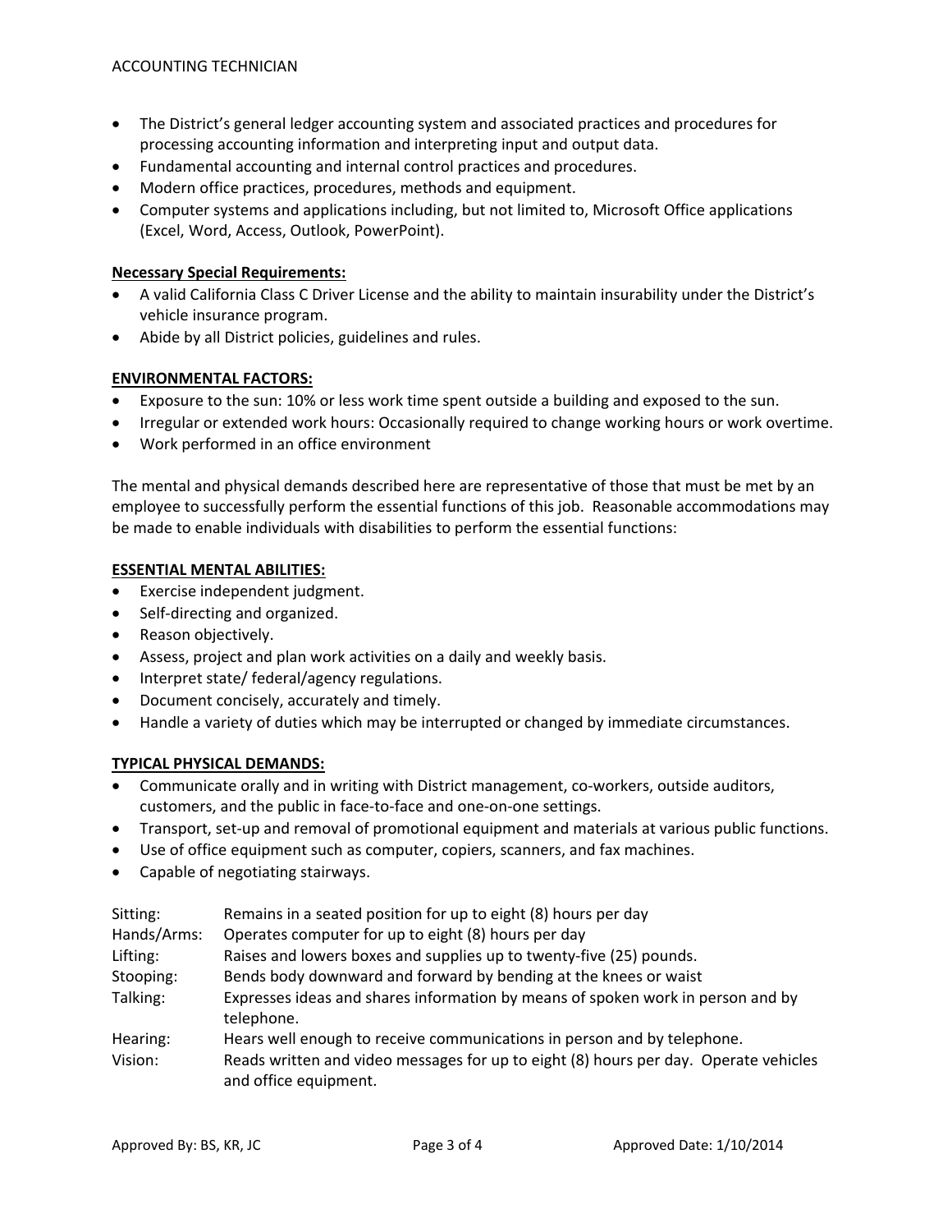- The District's general ledger accounting system and associated practices and procedures for processing accounting information and interpreting input and output data.
- Fundamental accounting and internal control practices and procedures.
- Modern office practices, procedures, methods and equipment.
- Computer systems and applications including, but not limited to, Microsoft Office applications (Excel, Word, Access, Outlook, PowerPoint).

**Necessary Special Requirements:**

- A valid California Class C Driver License and the ability to maintain insurability under the District's vehicle insurance program.
- Abide by all District policies, guidelines and rules.

## ENVIRONMENTAL FACTORS:

- Exposure to the sun: 10% or less work time spent outside a building and exposed to the sun.
- Irregular or extended work hours: Occasionally required to change working hours or work overtime.
- Work performed in an office environment

The mental and physical demands described here are representative of those that must be met by an employee to successfully perform the essential functions of this job. Reasonable accommodations may be made to enable individuals with disabilities to perform the essential functions:

## ESSENTIAL MENTAL ABILITIES:

- Exercise independent judgment.
- Self-directing and organized.
- Reason objectively.
- Assess, project and plan work activities on a daily and weekly basis.
- Interpret state/ federal/agency regulations.
- Document concisely, accurately and timely.
- Handle a variety of duties which may be interrupted or changed by immediate circumstances.

## TYPICAL PHYSICAL DEMANDS:

- Communicate orally and in writing with District management, co-workers, outside auditors, customers, and the public in face-to-face and one-on-one settings.
- Transport, set-up and removal of promotional equipment and materials at various public functions.
- Use of office equipment such as computer, copiers, scanners, and fax machines.
- Capable of negotiating stairways.

| | |
|---|---|
| Sitting: | Remains in a seated position for up to eight (8) hours per day |
| Hands/Arms: | Operates computer for up to eight (8) hours per day |
| Lifting: | Raises and lowers boxes and supplies up to twenty-five (25) pounds. |
| Stooping: | Bends body downward and forward by bending at the knees or waist |
| Talking: | Expresses ideas and shares information by means of spoken work in person and by telephone. |
| Hearing: | Hears well enough to receive communications in person and by telephone. |
| Vision: | Reads written and video messages for up to eight (8) hours per day. Operate vehicles and office equipment. |

Approved By: BS, KR, JC Approved Date: 1/10/2014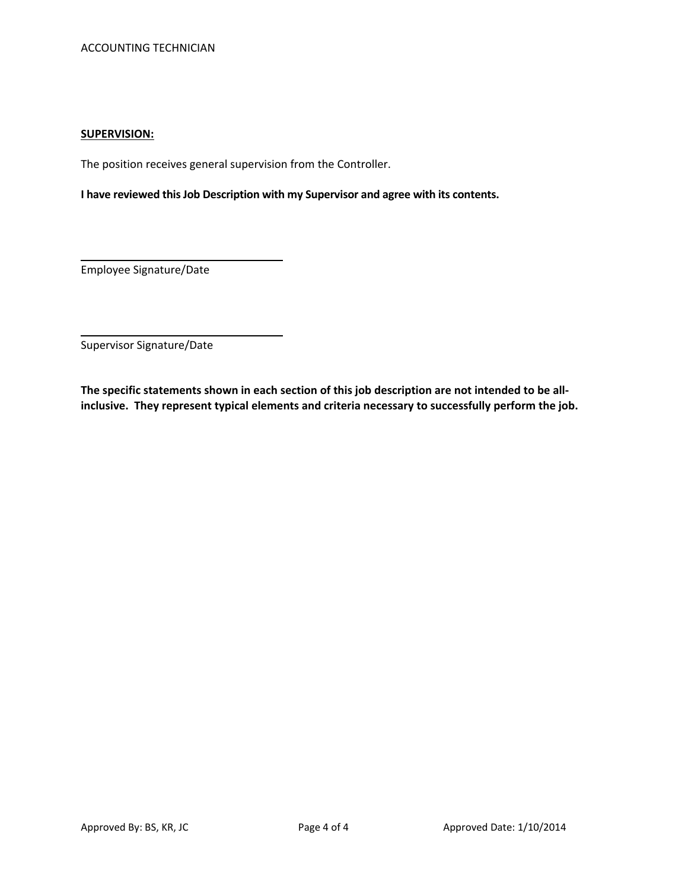**SUPERVISION:**

The position receives general supervision from the Controller.

**I have reviewed this Job Description with my Supervisor and agree with its contents.**

\_\_\_\_\_\_\_\_\_\_\_\_\_\_\_\_\_\_\_\_\_\_\_\_\_\_\_\_\_\_\_\_\_\_

Employee Signature/Date

\_\_\_\_\_\_\_\_\_\_\_\_\_\_\_\_\_\_\_\_\_\_\_\_\_\_\_\_\_\_\_\_\_\_

Supervisor Signature/Date

**The specific statements shown in each section of this job description are not intended to be all-inclusive. They represent typical elements and criteria necessary to successfully perform the job.**

Approved By: BS, KR, JC

Approved Date: 1/10/2014